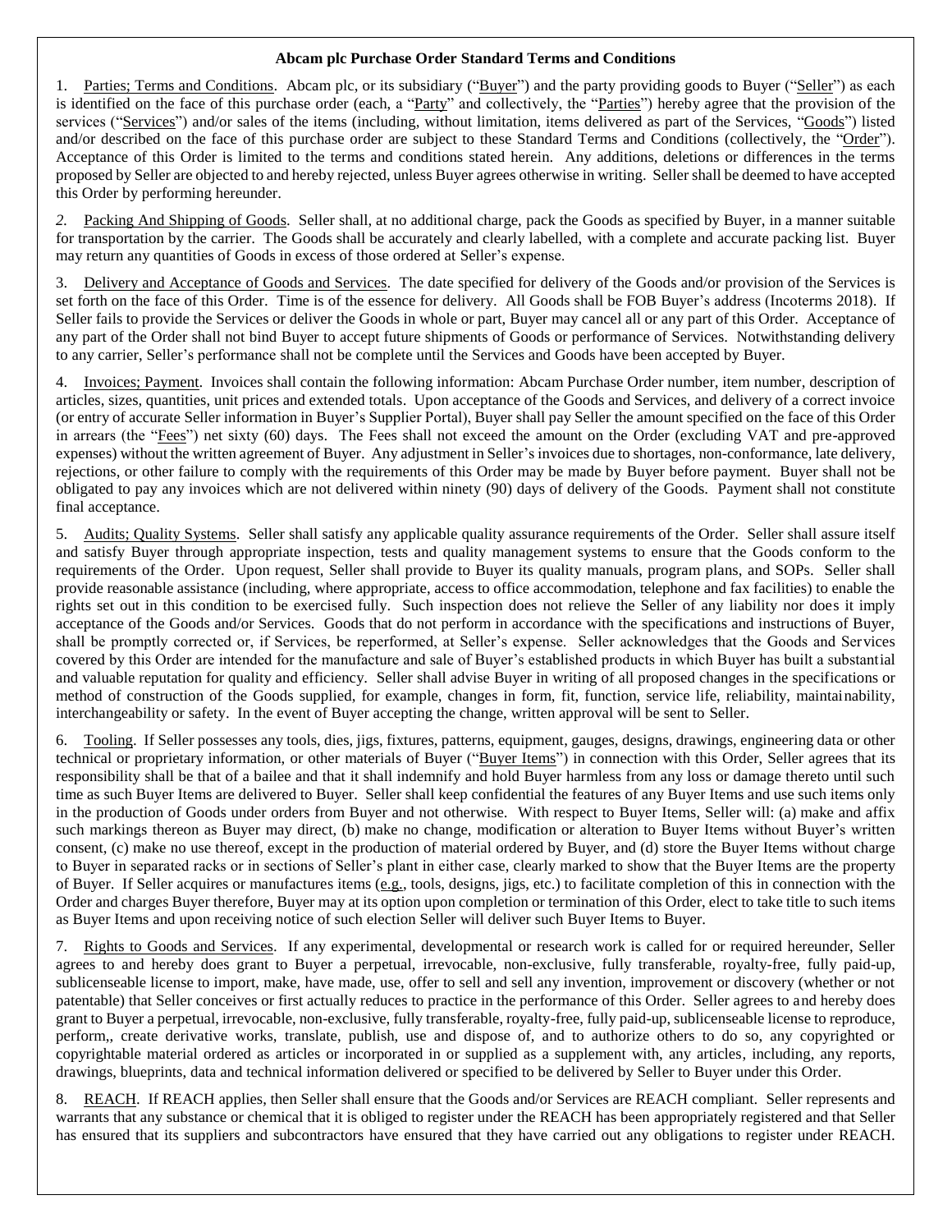**Abcam plc Purchase Order Standard Terms and Conditions**

1. Parties; Terms and Conditions. Abcam plc, or its subsidiary ("Buyer") and the party providing goods to Buyer ("Seller") as each is identified on the face of this purchase order (each, a "Party" and collectively, the "Parties") hereby agree that the provision of the services ("Services") and/or sales of the items (including, without limitation, items delivered as part of the Services, "Goods") listed and/or described on the face of this purchase order are subject to these Standard Terms and Conditions (collectively, the "Order"). Acceptance of this Order is limited to the terms and conditions stated herein. Any additions, deletions or differences in the terms proposed by Seller are objected to and hereby rejected, unless Buyer agrees otherwise in writing. Seller shall be deemed to have accepted this Order by performing hereunder.

*2.* Packing And Shipping of Goods. Seller shall, at no additional charge, pack the Goods as specified by Buyer, in a manner suitable for transportation by the carrier. The Goods shall be accurately and clearly labelled, with a complete and accurate packing list. Buyer may return any quantities of Goods in excess of those ordered at Seller's expense.

3. Delivery and Acceptance of Goods and Services. The date specified for delivery of the Goods and/or provision of the Services is set forth on the face of this Order. Time is of the essence for delivery. All Goods shall be FOB Buyer's address (Incoterms 2018). If Seller fails to provide the Services or deliver the Goods in whole or part, Buyer may cancel all or any part of this Order. Acceptance of any part of the Order shall not bind Buyer to accept future shipments of Goods or performance of Services. Notwithstanding delivery to any carrier, Seller's performance shall not be complete until the Services and Goods have been accepted by Buyer.

4. Invoices; Payment. Invoices shall contain the following information: Abcam Purchase Order number, item number, description of articles, sizes, quantities, unit prices and extended totals. Upon acceptance of the Goods and Services, and delivery of a correct invoice (or entry of accurate Seller information in Buyer's Supplier Portal), Buyer shall pay Seller the amount specified on the face of this Order in arrears (the "Fees") net sixty (60) days. The Fees shall not exceed the amount on the Order (excluding VAT and pre-approved expenses) without the written agreement of Buyer. Any adjustment in Seller's invoices due to shortages, non-conformance, late delivery, rejections, or other failure to comply with the requirements of this Order may be made by Buyer before payment. Buyer shall not be obligated to pay any invoices which are not delivered within ninety (90) days of delivery of the Goods. Payment shall not constitute final acceptance.

5. Audits; Quality Systems. Seller shall satisfy any applicable quality assurance requirements of the Order. Seller shall assure itself and satisfy Buyer through appropriate inspection, tests and quality management systems to ensure that the Goods conform to the requirements of the Order. Upon request, Seller shall provide to Buyer its quality manuals, program plans, and SOPs. Seller shall provide reasonable assistance (including, where appropriate, access to office accommodation, telephone and fax facilities) to enable the rights set out in this condition to be exercised fully. Such inspection does not relieve the Seller of any liability nor does it imply acceptance of the Goods and/or Services. Goods that do not perform in accordance with the specifications and instructions of Buyer, shall be promptly corrected or, if Services, be reperformed, at Seller's expense. Seller acknowledges that the Goods and Services covered by this Order are intended for the manufacture and sale of Buyer's established products in which Buyer has built a substantial and valuable reputation for quality and efficiency. Seller shall advise Buyer in writing of all proposed changes in the specifications or method of construction of the Goods supplied, for example, changes in form, fit, function, service life, reliability, maintainability, interchangeability or safety. In the event of Buyer accepting the change, written approval will be sent to Seller.

6. Tooling. If Seller possesses any tools, dies, jigs, fixtures, patterns, equipment, gauges, designs, drawings, engineering data or other technical or proprietary information, or other materials of Buyer ("Buyer Items") in connection with this Order, Seller agrees that its responsibility shall be that of a bailee and that it shall indemnify and hold Buyer harmless from any loss or damage thereto until such time as such Buyer Items are delivered to Buyer. Seller shall keep confidential the features of any Buyer Items and use such items only in the production of Goods under orders from Buyer and not otherwise. With respect to Buyer Items, Seller will: (a) make and affix such markings thereon as Buyer may direct, (b) make no change, modification or alteration to Buyer Items without Buyer's written consent, (c) make no use thereof, except in the production of material ordered by Buyer, and (d) store the Buyer Items without charge to Buyer in separated racks or in sections of Seller's plant in either case, clearly marked to show that the Buyer Items are the property of Buyer. If Seller acquires or manufactures items (e.g., tools, designs, jigs, etc.) to facilitate completion of this in connection with the Order and charges Buyer therefore, Buyer may at its option upon completion or termination of this Order, elect to take title to such items as Buyer Items and upon receiving notice of such election Seller will deliver such Buyer Items to Buyer.

7. Rights to Goods and Services. If any experimental, developmental or research work is called for or required hereunder, Seller agrees to and hereby does grant to Buyer a perpetual, irrevocable, non-exclusive, fully transferable, royalty-free, fully paid-up, sublicenseable license to import, make, have made, use, offer to sell and sell any invention, improvement or discovery (whether or not patentable) that Seller conceives or first actually reduces to practice in the performance of this Order. Seller agrees to and hereby does grant to Buyer a perpetual, irrevocable, non-exclusive, fully transferable, royalty-free, fully paid-up, sublicenseable license to reproduce, perform,, create derivative works, translate, publish, use and dispose of, and to authorize others to do so, any copyrighted or copyrightable material ordered as articles or incorporated in or supplied as a supplement with, any articles, including, any reports, drawings, blueprints, data and technical information delivered or specified to be delivered by Seller to Buyer under this Order.

8. REACH. If REACH applies, then Seller shall ensure that the Goods and/or Services are REACH compliant. Seller represents and warrants that any substance or chemical that it is obliged to register under the REACH has been appropriately registered and that Seller has ensured that its suppliers and subcontractors have ensured that they have carried out any obligations to register under REACH.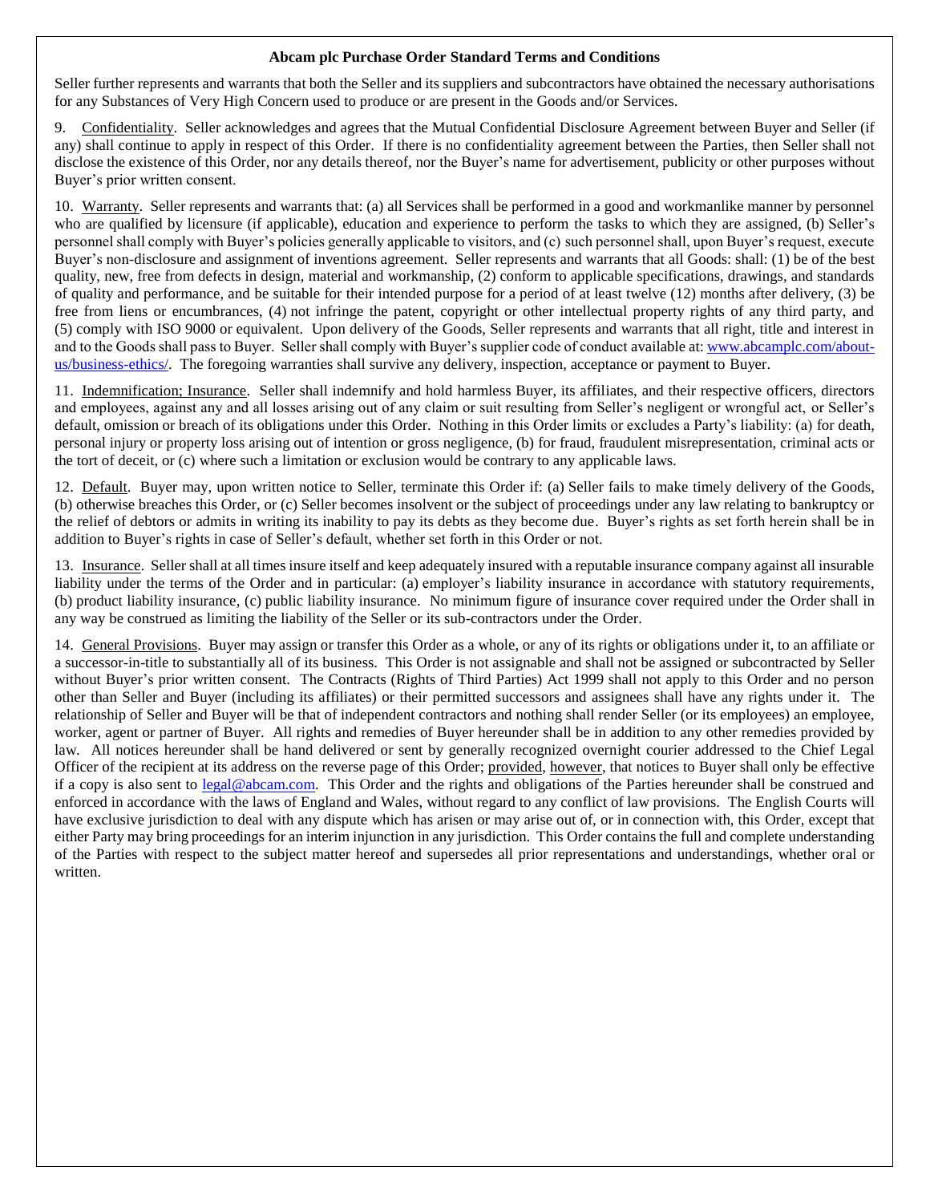**Abcam plc Purchase Order Standard Terms and Conditions**

Seller further represents and warrants that both the Seller and its suppliers and subcontractors have obtained the necessary authorisations for any Substances of Very High Concern used to produce or are present in the Goods and/or Services.

9. Confidentiality. Seller acknowledges and agrees that the Mutual Confidential Disclosure Agreement between Buyer and Seller (if any) shall continue to apply in respect of this Order. If there is no confidentiality agreement between the Parties, then Seller shall not disclose the existence of this Order, nor any details thereof, nor the Buyer's name for advertisement, publicity or other purposes without Buyer's prior written consent.

10. Warranty. Seller represents and warrants that: (a) all Services shall be performed in a good and workmanlike manner by personnel who are qualified by licensure (if applicable), education and experience to perform the tasks to which they are assigned, (b) Seller's personnel shall comply with Buyer's policies generally applicable to visitors, and (c) such personnel shall, upon Buyer's request, execute Buyer's non-disclosure and assignment of inventions agreement. Seller represents and warrants that all Goods: shall: (1) be of the best quality, new, free from defects in design, material and workmanship, (2) conform to applicable specifications, drawings, and standards of quality and performance, and be suitable for their intended purpose for a period of at least twelve (12) months after delivery, (3) be free from liens or encumbrances, (4) not infringe the patent, copyright or other intellectual property rights of any third party, and (5) comply with ISO 9000 or equivalent. Upon delivery of the Goods, Seller represents and warrants that all right, title and interest in and to the Goods shall pass to Buyer. Seller shall comply with Buyer's supplier code of conduct available at: [www.abcamplc.com/about-us/business-ethics/](www.abcamplc.com/about-us/business-ethics/). The foregoing warranties shall survive any delivery, inspection, acceptance or payment to Buyer.

11. Indemnification; Insurance. Seller shall indemnify and hold harmless Buyer, its affiliates, and their respective officers, directors and employees, against any and all losses arising out of any claim or suit resulting from Seller's negligent or wrongful act, or Seller's default, omission or breach of its obligations under this Order. Nothing in this Order limits or excludes a Party's liability: (a) for death, personal injury or property loss arising out of intention or gross negligence, (b) for fraud, fraudulent misrepresentation, criminal acts or the tort of deceit, or (c) where such a limitation or exclusion would be contrary to any applicable laws.

12. Default. Buyer may, upon written notice to Seller, terminate this Order if: (a) Seller fails to make timely delivery of the Goods, (b) otherwise breaches this Order, or (c) Seller becomes insolvent or the subject of proceedings under any law relating to bankruptcy or the relief of debtors or admits in writing its inability to pay its debts as they become due. Buyer's rights as set forth herein shall be in addition to Buyer's rights in case of Seller's default, whether set forth in this Order or not.

13. Insurance. Seller shall at all times insure itself and keep adequately insured with a reputable insurance company against all insurable liability under the terms of the Order and in particular: (a) employer's liability insurance in accordance with statutory requirements, (b) product liability insurance, (c) public liability insurance. No minimum figure of insurance cover required under the Order shall in any way be construed as limiting the liability of the Seller or its sub-contractors under the Order.

14. General Provisions. Buyer may assign or transfer this Order as a whole, or any of its rights or obligations under it, to an affiliate or a successor-in-title to substantially all of its business. This Order is not assignable and shall not be assigned or subcontracted by Seller without Buyer's prior written consent. The Contracts (Rights of Third Parties) Act 1999 shall not apply to this Order and no person other than Seller and Buyer (including its affiliates) or their permitted successors and assignees shall have any rights under it. The relationship of Seller and Buyer will be that of independent contractors and nothing shall render Seller (or its employees) an employee, worker, agent or partner of Buyer. All rights and remedies of Buyer hereunder shall be in addition to any other remedies provided by law. All notices hereunder shall be hand delivered or sent by generally recognized overnight courier addressed to the Chief Legal Officer of the recipient at its address on the reverse page of this Order; provided, however, that notices to Buyer shall only be effective if a copy is also sent to [legal@abcam.com](mailto:legal@abcam.com). This Order and the rights and obligations of the Parties hereunder shall be construed and enforced in accordance with the laws of England and Wales, without regard to any conflict of law provisions. The English Courts will have exclusive jurisdiction to deal with any dispute which has arisen or may arise out of, or in connection with, this Order, except that either Party may bring proceedings for an interim injunction in any jurisdiction. This Order contains the full and complete understanding of the Parties with respect to the subject matter hereof and supersedes all prior representations and understandings, whether oral or written.